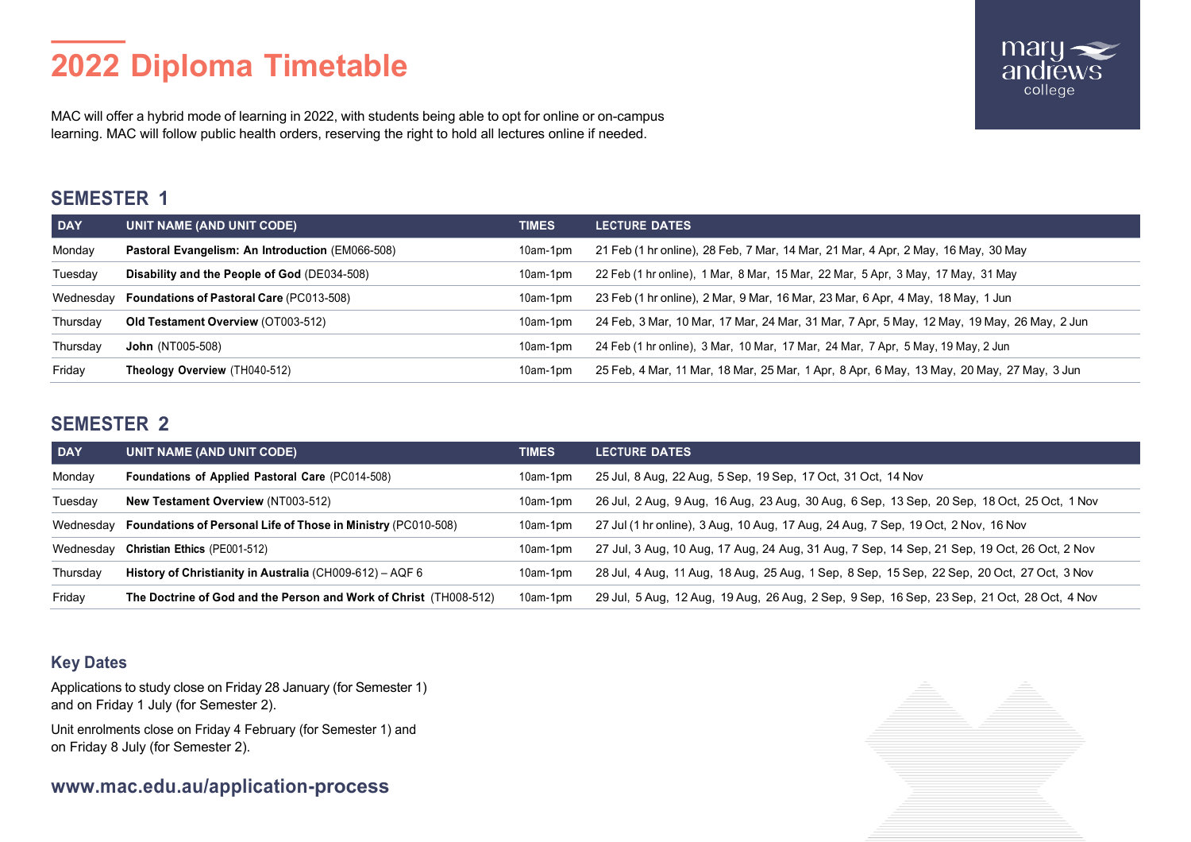# 2022 Diploma Timetable

MAC will offer a hybrid mode of learning in 2022, with students being able to opt for online or on-campus learning. MAC will follow public health orders, reserving the right to hold all lectures online if needed.

## SEMESTER 1

| DAY | UNIT NAME (AND UNIT CODE) | TIMES | LECTURE DATES |
|---|---|---|---|
| Monday | **Pastoral Evangelism: An Introduction** (EM066-508) | 10am-1pm | 21 Feb (1 hr online), 28 Feb, 7 Mar, 14 Mar, 21 Mar, 4 Apr, 2 May, 16 May, 30 May |
| Tuesday | **Disability and the People of God** (DE034-508) | 10am-1pm | 22 Feb (1 hr online), 1 Mar, 8 Mar, 15 Mar, 22 Mar, 5 Apr, 3 May, 17 May, 31 May |
| Wednesday | **Foundations of Pastoral Care** (PC013-508) | 10am-1pm | 23 Feb (1 hr online), 2 Mar, 9 Mar, 16 Mar, 23 Mar, 6 Apr, 4 May, 18 May, 1 Jun |
| Thursday | **Old Testament Overview** (OT003-512) | 10am-1pm | 24 Feb, 3 Mar, 10 Mar, 17 Mar, 24 Mar, 31 Mar, 7 Apr, 5 May, 12 May, 19 May, 26 May, 2 Jun |
| Thursday | **John** (NT005-508) | 10am-1pm | 24 Feb (1 hr online), 3 Mar, 10 Mar, 17 Mar, 24 Mar, 7 Apr, 5 May, 19 May, 2 Jun |
| Friday | **Theology Overview** (TH040-512) | 10am-1pm | 25 Feb, 4 Mar, 11 Mar, 18 Mar, 25 Mar, 1 Apr, 8 Apr, 6 May, 13 May, 20 May, 27 May, 3 Jun |

## SEMESTER 2

| DAY | UNIT NAME (AND UNIT CODE) | TIMES | LECTURE DATES |
|---|---|---|---|
| Monday | **Foundations of Applied Pastoral Care** (PC014-508) | 10am-1pm | 25 Jul, 8 Aug, 22 Aug, 5 Sep, 19 Sep, 17 Oct, 31 Oct, 14 Nov |
| Tuesday | **New Testament Overview** (NT003-512) | 10am-1pm | 26 Jul, 2 Aug, 9 Aug, 16 Aug, 23 Aug, 30 Aug, 6 Sep, 13 Sep, 20 Sep, 18 Oct, 25 Oct, 1 Nov |
| Wednesday | **Foundations of Personal Life of Those in Ministry** (PC010-508) | 10am-1pm | 27 Jul (1 hr online), 3 Aug, 10 Aug, 17 Aug, 24 Aug, 7 Sep, 19 Oct, 2 Nov, 16 Nov |
| Wednesday | **Christian Ethics** (PE001-512) | 10am-1pm | 27 Jul, 3 Aug, 10 Aug, 17 Aug, 24 Aug, 31 Aug, 7 Sep, 14 Sep, 21 Sep, 19 Oct, 26 Oct, 2 Nov |
| Thursday | **History of Christianity in Australia** (CH009-612) – AQF 6 | 10am-1pm | 28 Jul, 4 Aug, 11 Aug, 18 Aug, 25 Aug, 1 Sep, 8 Sep, 15 Sep, 22 Sep, 20 Oct, 27 Oct, 3 Nov |
| Friday | **The Doctrine of God and the Person and Work of Christ** (TH008-512) | 10am-1pm | 29 Jul, 5 Aug, 12 Aug, 19 Aug, 26 Aug, 2 Sep, 9 Sep, 16 Sep, 23 Sep, 21 Oct, 28 Oct, 4 Nov |

### Key Dates

Applications to study close on Friday 28 January (for Semester 1) and on Friday 1 July (for Semester 2).

Unit enrolments close on Friday 4 February (for Semester 1) and on Friday 8 July (for Semester 2).

**www.mac.edu.au/application-process**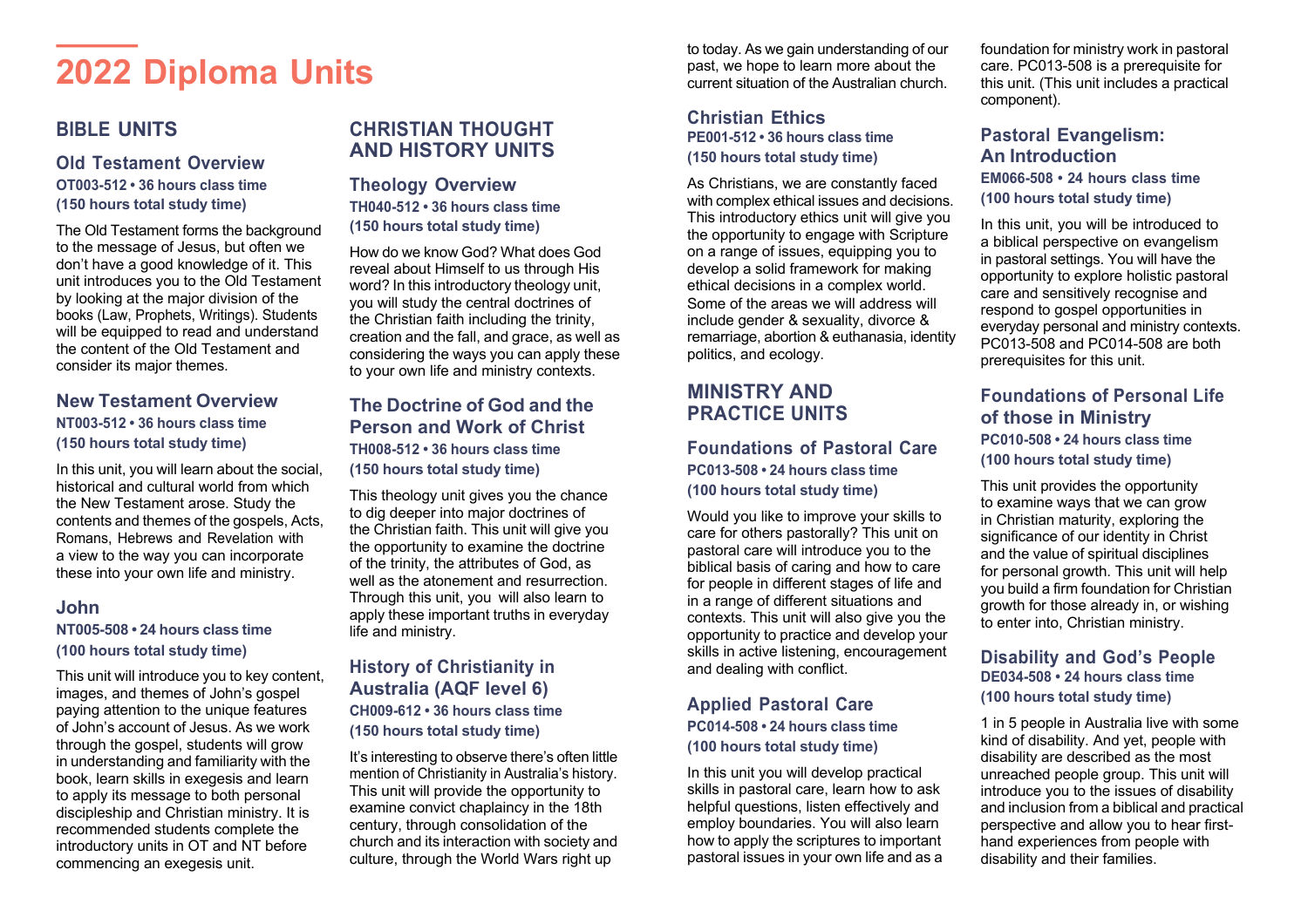# 2022 Diploma Units

## BIBLE UNITS

### Old Testament Overview

**OT003-512 • 36 hours class time**
**(150 hours total study time)**

The Old Testament forms the background to the message of Jesus, but often we don't have a good knowledge of it. This unit introduces you to the Old Testament by looking at the major division of the books (Law, Prophets, Writings). Students will be equipped to read and understand the content of the Old Testament and consider its major themes.

### New Testament Overview

**NT003-512 • 36 hours class time**
**(150 hours total study time)**

In this unit, you will learn about the social, historical and cultural world from which the New Testament arose. Study the contents and themes of the gospels, Acts, Romans, Hebrews and Revelation with a view to the way you can incorporate these into your own life and ministry.

### John

**NT005-508 • 24 hours class time**
**(100 hours total study time)**

This unit will introduce you to key content, images, and themes of John's gospel paying attention to the unique features of John's account of Jesus. As we work through the gospel, students will grow in understanding and familiarity with the book, learn skills in exegesis and learn to apply its message to both personal discipleship and Christian ministry. It is recommended students complete the introductory units in OT and NT before commencing an exegesis unit.

## CHRISTIAN THOUGHT AND HISTORY UNITS

### Theology Overview

**TH040-512 • 36 hours class time**
**(150 hours total study time)**

How do we know God? What does God reveal about Himself to us through His word? In this introductory theology unit, you will study the central doctrines of the Christian faith including the trinity, creation and the fall, and grace, as well as considering the ways you can apply these to your own life and ministry contexts.

### The Doctrine of God and the Person and Work of Christ

**TH008-512 • 36 hours class time**
**(150 hours total study time)**

This theology unit gives you the chance to dig deeper into major doctrines of the Christian faith. This unit will give you the opportunity to examine the doctrine of the trinity, the attributes of God, as well as the atonement and resurrection. Through this unit, you will also learn to apply these important truths in everyday life and ministry.

### History of Christianity in Australia (AQF level 6)

**CH009-612 • 36 hours class time**
**(150 hours total study time)**

It's interesting to observe there's often little mention of Christianity in Australia's history. This unit will provide the opportunity to examine convict chaplaincy in the 18th century, through consolidation of the church and its interaction with society and culture, through the World Wars right up to today. As we gain understanding of our past, we hope to learn more about the current situation of the Australian church.

### Christian Ethics

**PE001-512 • 36 hours class time**
**(150 hours total study time)**

As Christians, we are constantly faced with complex ethical issues and decisions. This introductory ethics unit will give you the opportunity to engage with Scripture on a range of issues, equipping you to develop a solid framework for making ethical decisions in a complex world. Some of the areas we will address will include gender & sexuality, divorce & remarriage, abortion & euthanasia, identity politics, and ecology.

## MINISTRY AND PRACTICE UNITS

### Foundations of Pastoral Care

**PC013-508 • 24 hours class time**
**(100 hours total study time)**

Would you like to improve your skills to care for others pastorally? This unit on pastoral care will introduce you to the biblical basis of caring and how to care for people in different stages of life and in a range of different situations and contexts. This unit will also give you the opportunity to practice and develop your skills in active listening, encouragement and dealing with conflict.

### Applied Pastoral Care

**PC014-508 • 24 hours class time**
**(100 hours total study time)**

In this unit you will develop practical skills in pastoral care, learn how to ask helpful questions, listen effectively and employ boundaries. You will also learn how to apply the scriptures to important pastoral issues in your own life and as a foundation for ministry work in pastoral care. PC013-508 is a prerequisite for this unit. (This unit includes a practical component).

### Pastoral Evangelism: An Introduction

**EM066-508 • 24 hours class time**
**(100 hours total study time)**

In this unit, you will be introduced to a biblical perspective on evangelism in pastoral settings. You will have the opportunity to explore holistic pastoral care and sensitively recognise and respond to gospel opportunities in everyday personal and ministry contexts. PC013-508 and PC014-508 are both prerequisites for this unit.

### Foundations of Personal Life of those in Ministry

**PC010-508 • 24 hours class time**
**(100 hours total study time)**

This unit provides the opportunity to examine ways that we can grow in Christian maturity, exploring the significance of our identity in Christ and the value of spiritual disciplines for personal growth. This unit will help you build a firm foundation for Christian growth for those already in, or wishing to enter into, Christian ministry.

### Disability and God's People

**DE034-508 • 24 hours class time**
**(100 hours total study time)**

1 in 5 people in Australia live with some kind of disability. And yet, people with disability are described as the most unreached people group. This unit will introduce you to the issues of disability and inclusion from a biblical and practical perspective and allow you to hear first-hand experiences from people with disability and their families.